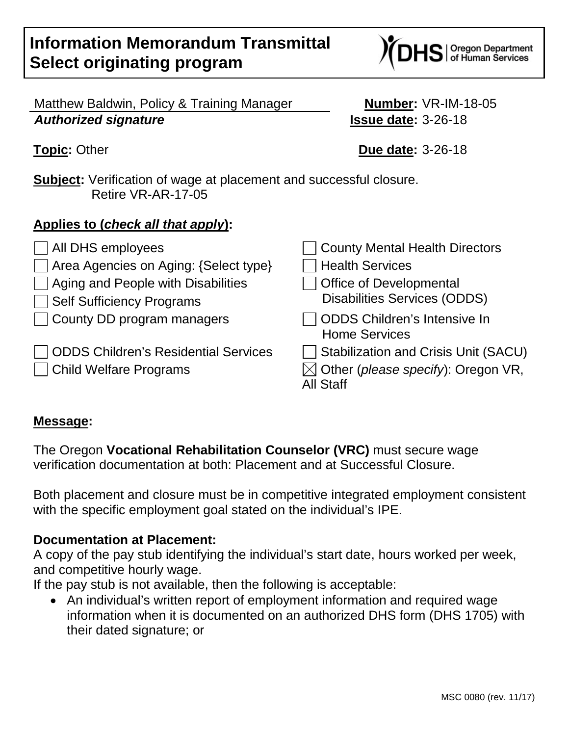# Information Memorandum Transmittal
# Select originating program

Matthew Baldwin, Policy & Training Manager
***Authorized signature***

**Number:** VR-IM-18-05
**Issue date:** 3-26-18

**Topic:** Other

**Due date:** 3-26-18

**Subject:** Verification of wage at placement and successful closure.
Retire VR-AR-17-05

**Applies to (*check all that apply*):**

- ☐ All DHS employees
- ☐ Area Agencies on Aging: {Select type}
- ☐ Aging and People with Disabilities
- ☐ Self Sufficiency Programs
- ☐ County DD program managers
- ☐ ODDS Children's Residential Services
- ☐ Child Welfare Programs
- ☐ County Mental Health Directors
- ☐ Health Services
- ☐ Office of Developmental Disabilities Services (ODDS)
- ☐ ODDS Children's Intensive In Home Services
- ☐ Stabilization and Crisis Unit (SACU)
- ☒ Other (*please specify*): Oregon VR, All Staff

**Message:**

The Oregon **Vocational Rehabilitation Counselor (VRC)** must secure wage verification documentation at both: Placement and at Successful Closure.

Both placement and closure must be in competitive integrated employment consistent with the specific employment goal stated on the individual's IPE.

**Documentation at Placement:**
A copy of the pay stub identifying the individual's start date, hours worked per week, and competitive hourly wage.
If the pay stub is not available, then the following is acceptable:

- An individual's written report of employment information and required wage information when it is documented on an authorized DHS form (DHS 1705) with their dated signature; or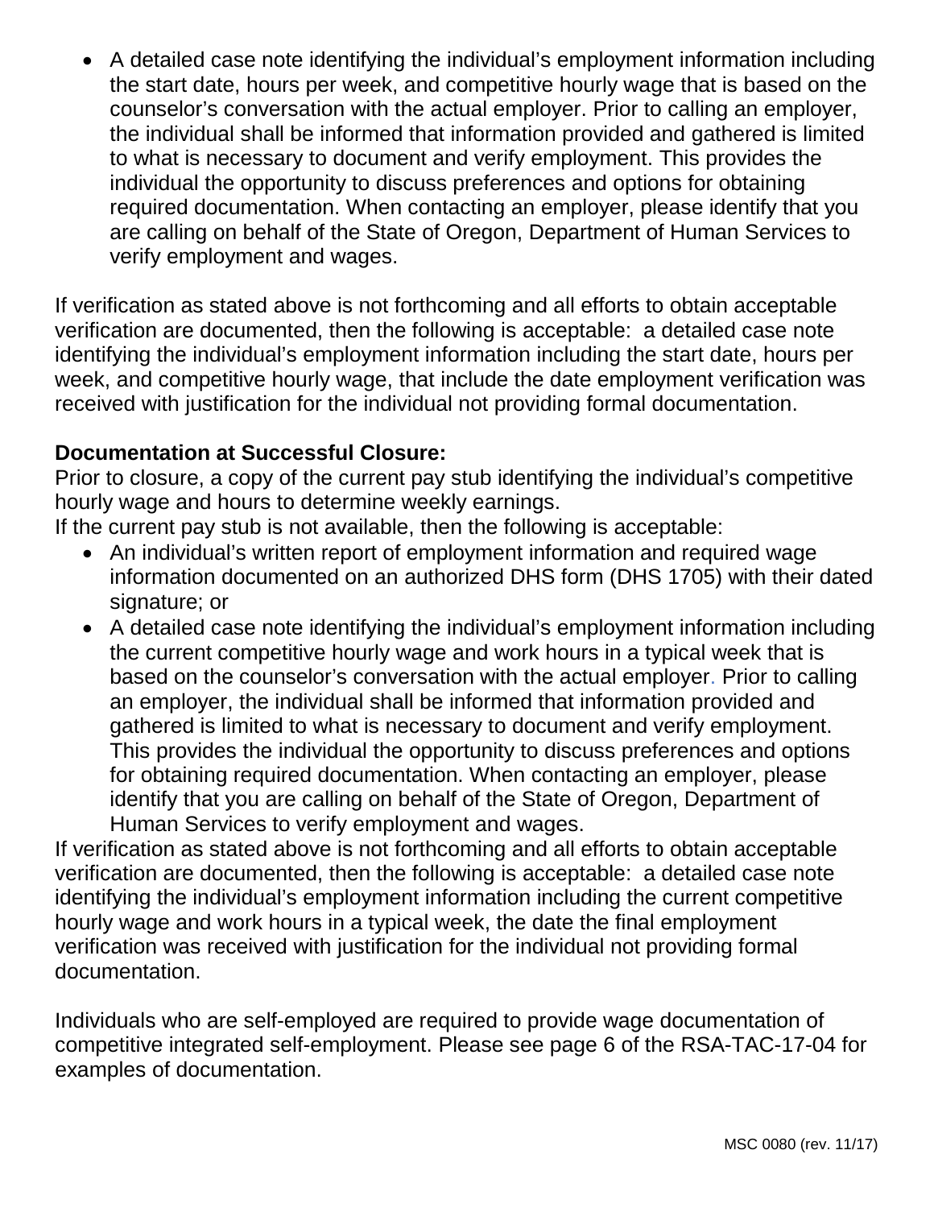- A detailed case note identifying the individual's employment information including the start date, hours per week, and competitive hourly wage that is based on the counselor's conversation with the actual employer. Prior to calling an employer, the individual shall be informed that information provided and gathered is limited to what is necessary to document and verify employment. This provides the individual the opportunity to discuss preferences and options for obtaining required documentation. When contacting an employer, please identify that you are calling on behalf of the State of Oregon, Department of Human Services to verify employment and wages.

If verification as stated above is not forthcoming and all efforts to obtain acceptable verification are documented, then the following is acceptable: a detailed case note identifying the individual's employment information including the start date, hours per week, and competitive hourly wage, that include the date employment verification was received with justification for the individual not providing formal documentation.

**Documentation at Successful Closure:**
Prior to closure, a copy of the current pay stub identifying the individual's competitive hourly wage and hours to determine weekly earnings.
If the current pay stub is not available, then the following is acceptable:

- An individual's written report of employment information and required wage information documented on an authorized DHS form (DHS 1705) with their dated signature; or
- A detailed case note identifying the individual's employment information including the current competitive hourly wage and work hours in a typical week that is based on the counselor's conversation with the actual employer. Prior to calling an employer, the individual shall be informed that information provided and gathered is limited to what is necessary to document and verify employment. This provides the individual the opportunity to discuss preferences and options for obtaining required documentation. When contacting an employer, please identify that you are calling on behalf of the State of Oregon, Department of Human Services to verify employment and wages.

If verification as stated above is not forthcoming and all efforts to obtain acceptable verification are documented, then the following is acceptable: a detailed case note identifying the individual's employment information including the current competitive hourly wage and work hours in a typical week, the date the final employment verification was received with justification for the individual not providing formal documentation.

Individuals who are self-employed are required to provide wage documentation of competitive integrated self-employment. Please see page 6 of the RSA-TAC-17-04 for examples of documentation.

MSC 0080 (rev. 11/17)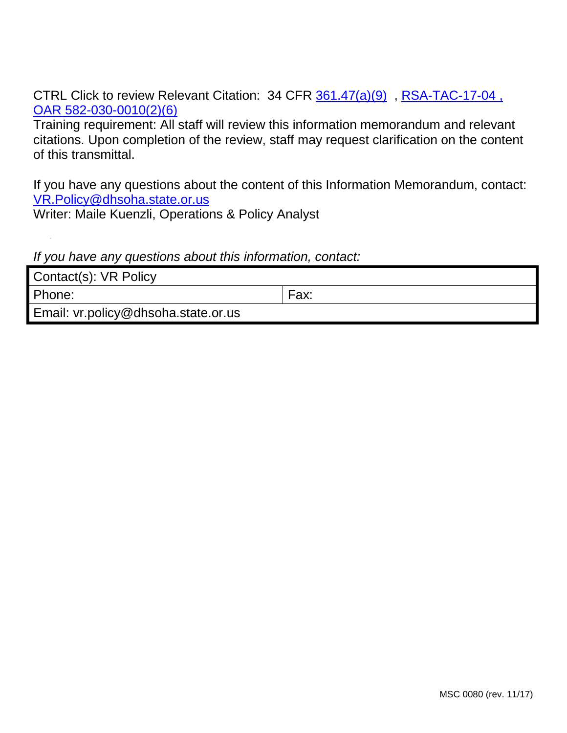CTRL Click to review Relevant Citation: 34 CFR 361.47(a)(9) , RSA-TAC-17-04 , OAR 582-030-0010(2)(6)
Training requirement: All staff will review this information memorandum and relevant citations. Upon completion of the review, staff may request clarification on the content of this transmittal.

If you have any questions about the content of this Information Memorandum, contact: VR.Policy@dhsoha.state.or.us
Writer: Maile Kuenzli, Operations & Policy Analyst

*If you have any questions about this information, contact:*

| | |
|---|---|
| Contact(s): VR Policy | |
| Phone: | Fax: |
| Email: vr.policy@dhsoha.state.or.us | |

MSC 0080 (rev. 11/17)